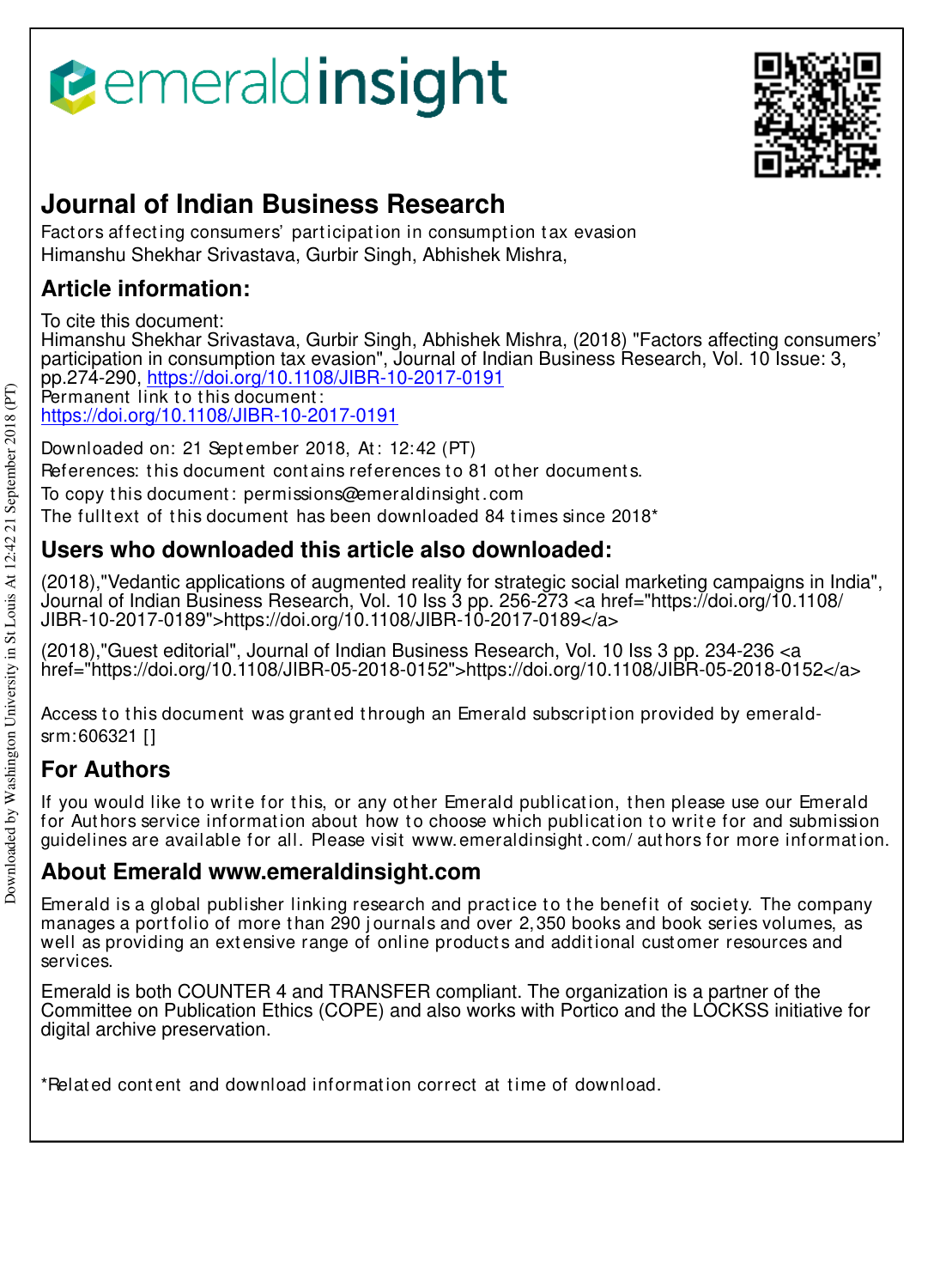# Journal of Indian Business Research

Factors affecting consumers' participation in consumption tax evasion
Himanshu Shekhar Srivastava, Gurbir Singh, Abhishek Mishra,

## Article information:

To cite this document:
Himanshu Shekhar Srivastava, Gurbir Singh, Abhishek Mishra, (2018) "Factors affecting consumers' participation in consumption tax evasion", Journal of Indian Business Research, Vol. 10 Issue: 3, pp.274-290, https://doi.org/10.1108/JIBR-10-2017-0191
Permanent link to this document:
https://doi.org/10.1108/JIBR-10-2017-0191

Downloaded on: 21 September 2018, At: 12:42 (PT)
References: this document contains references to 81 other documents.
To copy this document: permissions@emeraldinsight.com
The fulltext of this document has been downloaded 84 times since 2018*

## Users who downloaded this article also downloaded:

(2018),"Vedantic applications of augmented reality for strategic social marketing campaigns in India", Journal of Indian Business Research, Vol. 10 Iss 3 pp. 256-273 <a href="https://doi.org/10.1108/JIBR-10-2017-0189">https://doi.org/10.1108/JIBR-10-2017-0189</a>

(2018),"Guest editorial", Journal of Indian Business Research, Vol. 10 Iss 3 pp. 234-236 <a href="https://doi.org/10.1108/JIBR-05-2018-0152">https://doi.org/10.1108/JIBR-05-2018-0152</a>

Access to this document was granted through an Emerald subscription provided by emerald-srm:606321 []

## For Authors

If you would like to write for this, or any other Emerald publication, then please use our Emerald for Authors service information about how to choose which publication to write for and submission guidelines are available for all. Please visit www.emeraldinsight.com/authors for more information.

## About Emerald www.emeraldinsight.com

Emerald is a global publisher linking research and practice to the benefit of society. The company manages a portfolio of more than 290 journals and over 2,350 books and book series volumes, as well as providing an extensive range of online products and additional customer resources and services.

Emerald is both COUNTER 4 and TRANSFER compliant. The organization is a partner of the Committee on Publication Ethics (COPE) and also works with Portico and the LOCKSS initiative for digital archive preservation.

*Related content and download information correct at time of download.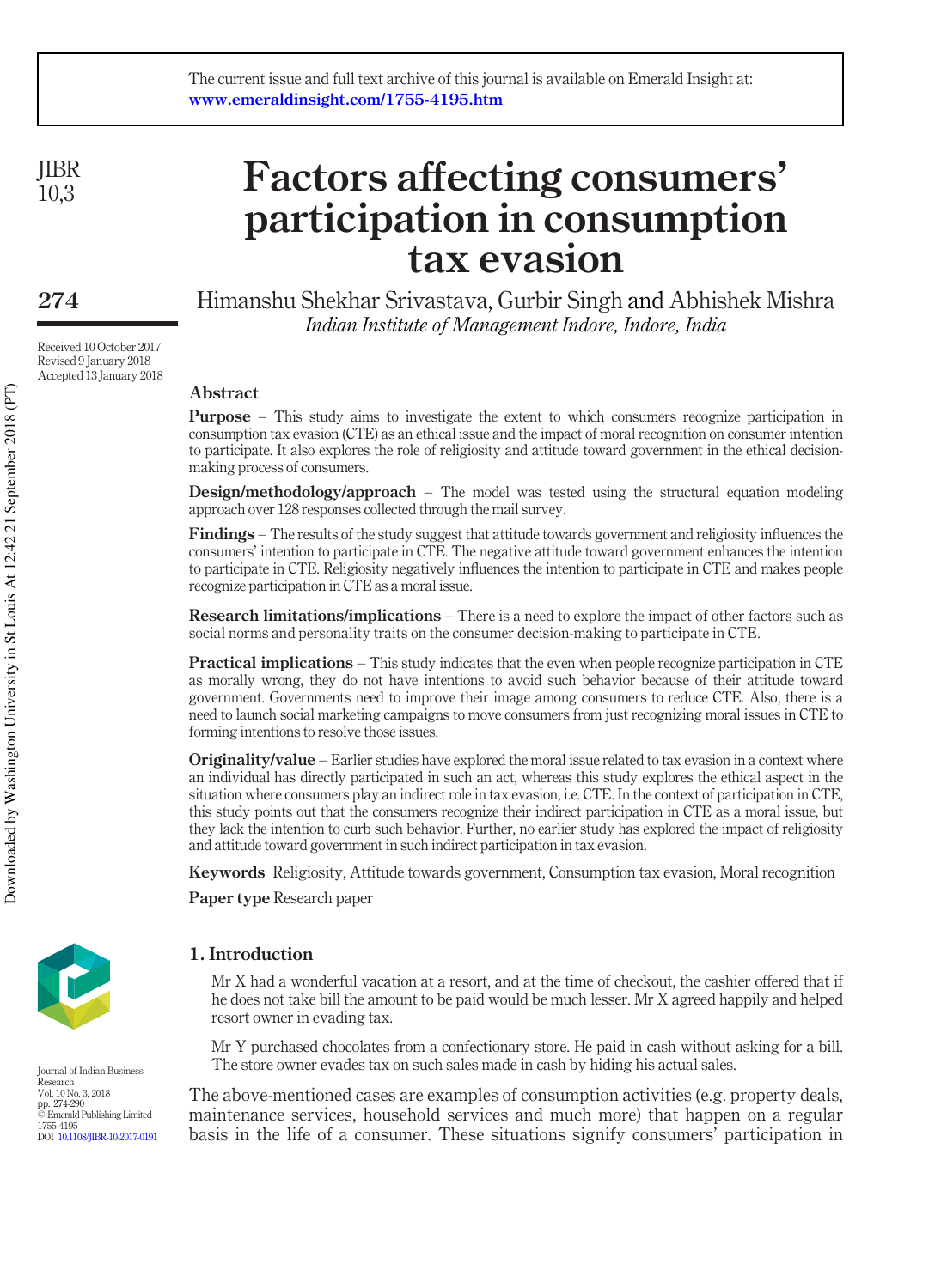# Factors affecting consumers' participation in consumption tax evasion

Himanshu Shekhar Srivastava, Gurbir Singh and Abhishek Mishra
*Indian Institute of Management Indore, Indore, India*

Received 10 October 2017
Revised 9 January 2018
Accepted 13 January 2018

## Abstract

**Purpose** – This study aims to investigate the extent to which consumers recognize participation in consumption tax evasion (CTE) as an ethical issue and the impact of moral recognition on consumer intention to participate. It also explores the role of religiosity and attitude toward government in the ethical decision-making process of consumers.

**Design/methodology/approach** – The model was tested using the structural equation modeling approach over 128 responses collected through the mail survey.

**Findings** – The results of the study suggest that attitude towards government and religiosity influences the consumers' intention to participate in CTE. The negative attitude toward government enhances the intention to participate in CTE. Religiosity negatively influences the intention to participate in CTE and makes people recognize participation in CTE as a moral issue.

**Research limitations/implications** – There is a need to explore the impact of other factors such as social norms and personality traits on the consumer decision-making to participate in CTE.

**Practical implications** – This study indicates that the even when people recognize participation in CTE as morally wrong, they do not have intentions to avoid such behavior because of their attitude toward government. Governments need to improve their image among consumers to reduce CTE. Also, there is a need to launch social marketing campaigns to move consumers from just recognizing moral issues in CTE to forming intentions to resolve those issues.

**Originality/value** – Earlier studies have explored the moral issue related to tax evasion in a context where an individual has directly participated in such an act, whereas this study explores the ethical aspect in the situation where consumers play an indirect role in tax evasion, i.e. CTE. In the context of participation in CTE, this study points out that the consumers recognize their indirect participation in CTE as a moral issue, but they lack the intention to curb such behavior. Further, no earlier study has explored the impact of religiosity and attitude toward government in such indirect participation in tax evasion.

**Keywords** Religiosity, Attitude towards government, Consumption tax evasion, Moral recognition

**Paper type** Research paper

## 1. Introduction

Mr X had a wonderful vacation at a resort, and at the time of checkout, the cashier offered that if he does not take bill the amount to be paid would be much lesser. Mr X agreed happily and helped resort owner in evading tax.

Mr Y purchased chocolates from a confectionary store. He paid in cash without asking for a bill. The store owner evades tax on such sales made in cash by hiding his actual sales.

The above-mentioned cases are examples of consumption activities (e.g. property deals, maintenance services, household services and much more) that happen on a regular basis in the life of a consumer. These situations signify consumers' participation in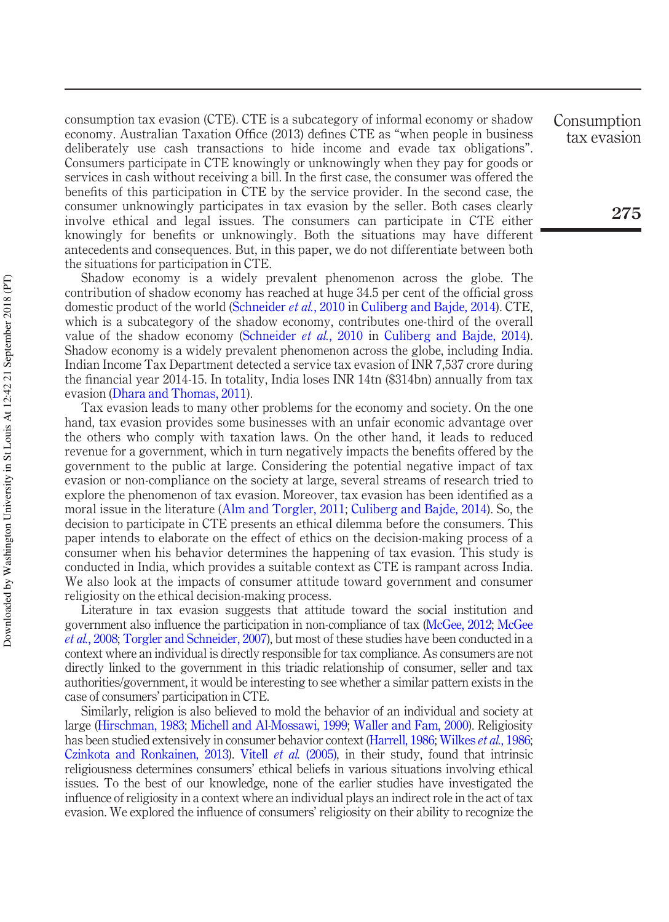consumption tax evasion (CTE). CTE is a subcategory of informal economy or shadow economy. Australian Taxation Office (2013) defines CTE as "when people in business deliberately use cash transactions to hide income and evade tax obligations". Consumers participate in CTE knowingly or unknowingly when they pay for goods or services in cash without receiving a bill. In the first case, the consumer was offered the benefits of this participation in CTE by the service provider. In the second case, the consumer unknowingly participates in tax evasion by the seller. Both cases clearly involve ethical and legal issues. The consumers can participate in CTE either knowingly for benefits or unknowingly. Both the situations may have different antecedents and consequences. But, in this paper, we do not differentiate between both the situations for participation in CTE.

Shadow economy is a widely prevalent phenomenon across the globe. The contribution of shadow economy has reached at huge 34.5 per cent of the official gross domestic product of the world (Schneider *et al.*, 2010 in Culiberg and Bajde, 2014). CTE, which is a subcategory of the shadow economy, contributes one-third of the overall value of the shadow economy (Schneider *et al.*, 2010 in Culiberg and Bajde, 2014). Shadow economy is a widely prevalent phenomenon across the globe, including India. Indian Income Tax Department detected a service tax evasion of INR 7,537 crore during the financial year 2014-15. In totality, India loses INR 14tn ($314bn) annually from tax evasion (Dhara and Thomas, 2011).

Tax evasion leads to many other problems for the economy and society. On the one hand, tax evasion provides some businesses with an unfair economic advantage over the others who comply with taxation laws. On the other hand, it leads to reduced revenue for a government, which in turn negatively impacts the benefits offered by the government to the public at large. Considering the potential negative impact of tax evasion or non-compliance on the society at large, several streams of research tried to explore the phenomenon of tax evasion. Moreover, tax evasion has been identified as a moral issue in the literature (Alm and Torgler, 2011; Culiberg and Bajde, 2014). So, the decision to participate in CTE presents an ethical dilemma before the consumers. This paper intends to elaborate on the effect of ethics on the decision-making process of a consumer when his behavior determines the happening of tax evasion. This study is conducted in India, which provides a suitable context as CTE is rampant across India. We also look at the impacts of consumer attitude toward government and consumer religiosity on the ethical decision-making process.

Literature in tax evasion suggests that attitude toward the social institution and government also influence the participation in non-compliance of tax (McGee, 2012; McGee *et al.*, 2008; Torgler and Schneider, 2007), but most of these studies have been conducted in a context where an individual is directly responsible for tax compliance. As consumers are not directly linked to the government in this triadic relationship of consumer, seller and tax authorities/government, it would be interesting to see whether a similar pattern exists in the case of consumers' participation in CTE.

Similarly, religion is also believed to mold the behavior of an individual and society at large (Hirschman, 1983; Michell and Al-Mossawi, 1999; Waller and Fam, 2000). Religiosity has been studied extensively in consumer behavior context (Harrell, 1986; Wilkes *et al.*, 1986; Czinkota and Ronkainen, 2013). Vitell *et al.* (2005), in their study, found that intrinsic religiousness determines consumers' ethical beliefs in various situations involving ethical issues. To the best of our knowledge, none of the earlier studies have investigated the influence of religiosity in a context where an individual plays an indirect role in the act of tax evasion. We explored the influence of consumers' religiosity on their ability to recognize the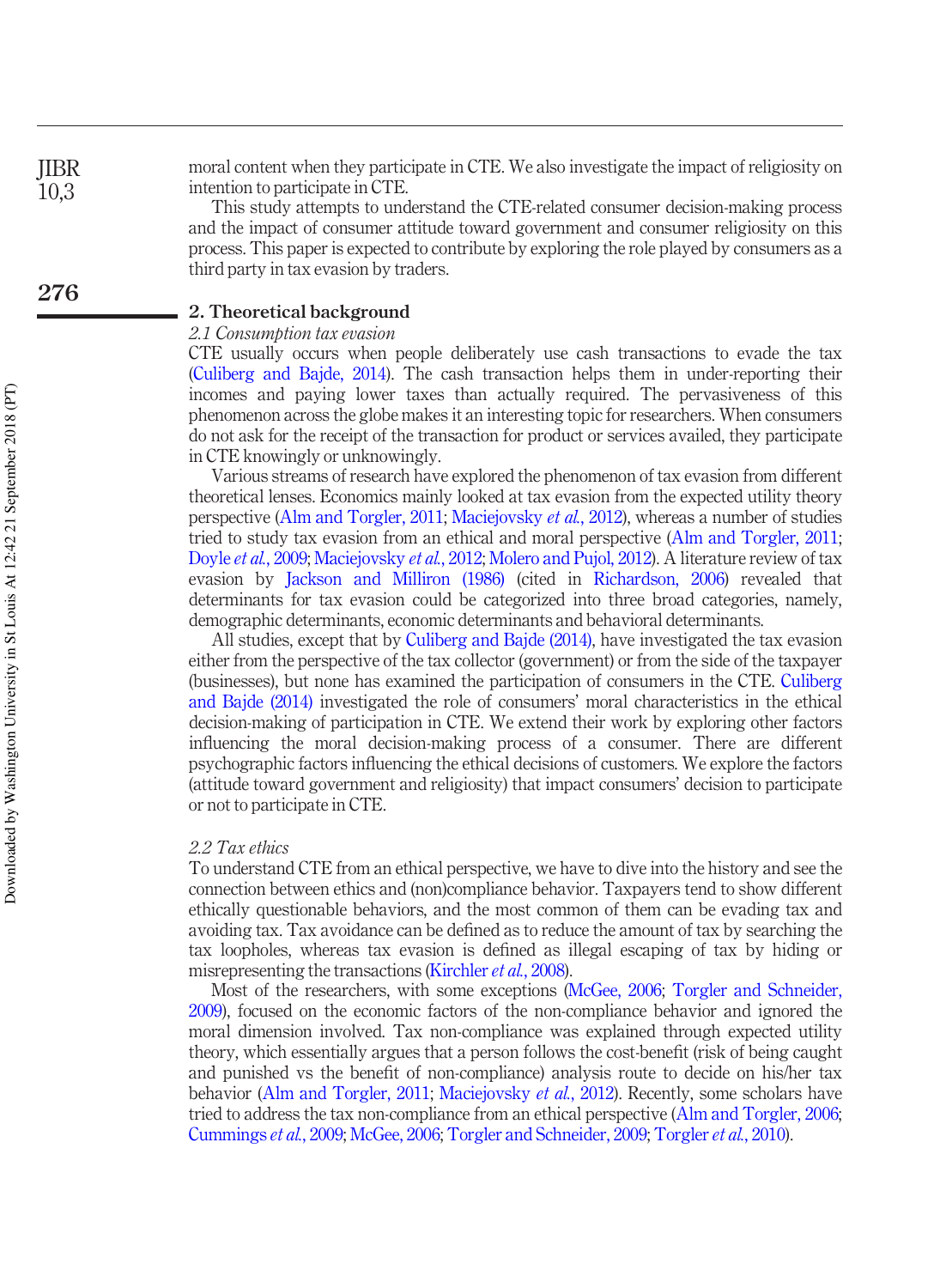moral content when they participate in CTE. We also investigate the impact of religiosity on intention to participate in CTE.

This study attempts to understand the CTE-related consumer decision-making process and the impact of consumer attitude toward government and consumer religiosity on this process. This paper is expected to contribute by exploring the role played by consumers as a third party in tax evasion by traders.

## 2. Theoretical background

### *2.1 Consumption tax evasion*

CTE usually occurs when people deliberately use cash transactions to evade the tax (Culiberg and Bajde, 2014). The cash transaction helps them in under-reporting their incomes and paying lower taxes than actually required. The pervasiveness of this phenomenon across the globe makes it an interesting topic for researchers. When consumers do not ask for the receipt of the transaction for product or services availed, they participate in CTE knowingly or unknowingly.

Various streams of research have explored the phenomenon of tax evasion from different theoretical lenses. Economics mainly looked at tax evasion from the expected utility theory perspective (Alm and Torgler, 2011; Maciejovsky *et al.*, 2012), whereas a number of studies tried to study tax evasion from an ethical and moral perspective (Alm and Torgler, 2011; Doyle *et al.*, 2009; Maciejovsky *et al.*, 2012; Molero and Pujol, 2012). A literature review of tax evasion by Jackson and Milliron (1986) (cited in Richardson, 2006) revealed that determinants for tax evasion could be categorized into three broad categories, namely, demographic determinants, economic determinants and behavioral determinants.

All studies, except that by Culiberg and Bajde (2014), have investigated the tax evasion either from the perspective of the tax collector (government) or from the side of the taxpayer (businesses), but none has examined the participation of consumers in the CTE. Culiberg and Bajde (2014) investigated the role of consumers' moral characteristics in the ethical decision-making of participation in CTE. We extend their work by exploring other factors influencing the moral decision-making process of a consumer. There are different psychographic factors influencing the ethical decisions of customers. We explore the factors (attitude toward government and religiosity) that impact consumers' decision to participate or not to participate in CTE.

### *2.2 Tax ethics*

To understand CTE from an ethical perspective, we have to dive into the history and see the connection between ethics and (non)compliance behavior. Taxpayers tend to show different ethically questionable behaviors, and the most common of them can be evading tax and avoiding tax. Tax avoidance can be defined as to reduce the amount of tax by searching the tax loopholes, whereas tax evasion is defined as illegal escaping of tax by hiding or misrepresenting the transactions (Kirchler *et al.*, 2008).

Most of the researchers, with some exceptions (McGee, 2006; Torgler and Schneider, 2009), focused on the economic factors of the non-compliance behavior and ignored the moral dimension involved. Tax non-compliance was explained through expected utility theory, which essentially argues that a person follows the cost-benefit (risk of being caught and punished vs the benefit of non-compliance) analysis route to decide on his/her tax behavior (Alm and Torgler, 2011; Maciejovsky *et al.*, 2012). Recently, some scholars have tried to address the tax non-compliance from an ethical perspective (Alm and Torgler, 2006; Cummings *et al.*, 2009; McGee, 2006; Torgler and Schneider, 2009; Torgler *et al.*, 2010).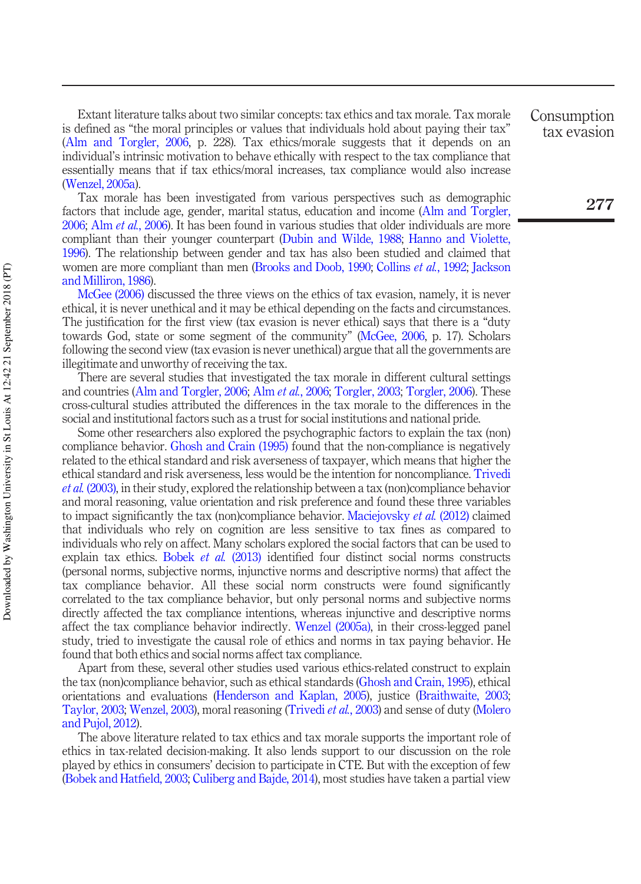Extant literature talks about two similar concepts: tax ethics and tax morale. Tax morale is defined as "the moral principles or values that individuals hold about paying their tax" (Alm and Torgler, 2006, p. 228). Tax ethics/morale suggests that it depends on an individual's intrinsic motivation to behave ethically with respect to the tax compliance that essentially means that if tax ethics/moral increases, tax compliance would also increase (Wenzel, 2005a).

Tax morale has been investigated from various perspectives such as demographic factors that include age, gender, marital status, education and income (Alm and Torgler, 2006; Alm *et al.*, 2006). It has been found in various studies that older individuals are more compliant than their younger counterpart (Dubin and Wilde, 1988; Hanno and Violette, 1996). The relationship between gender and tax has also been studied and claimed that women are more compliant than men (Brooks and Doob, 1990; Collins *et al.*, 1992; Jackson and Milliron, 1986).

McGee (2006) discussed the three views on the ethics of tax evasion, namely, it is never ethical, it is never unethical and it may be ethical depending on the facts and circumstances. The justification for the first view (tax evasion is never ethical) says that there is a "duty towards God, state or some segment of the community" (McGee, 2006, p. 17). Scholars following the second view (tax evasion is never unethical) argue that all the governments are illegitimate and unworthy of receiving the tax.

There are several studies that investigated the tax morale in different cultural settings and countries (Alm and Torgler, 2006; Alm *et al.*, 2006; Torgler, 2003; Torgler, 2006). These cross-cultural studies attributed the differences in the tax morale to the differences in the social and institutional factors such as a trust for social institutions and national pride.

Some other researchers also explored the psychographic factors to explain the tax (non) compliance behavior. Ghosh and Crain (1995) found that the non-compliance is negatively related to the ethical standard and risk averseness of taxpayer, which means that higher the ethical standard and risk averseness, less would be the intention for noncompliance. Trivedi *et al.* (2003), in their study, explored the relationship between a tax (non)compliance behavior and moral reasoning, value orientation and risk preference and found these three variables to impact significantly the tax (non)compliance behavior. Maciejovsky *et al.* (2012) claimed that individuals who rely on cognition are less sensitive to tax fines as compared to individuals who rely on affect. Many scholars explored the social factors that can be used to explain tax ethics. Bobek *et al.* (2013) identified four distinct social norms constructs (personal norms, subjective norms, injunctive norms and descriptive norms) that affect the tax compliance behavior. All these social norm constructs were found significantly correlated to the tax compliance behavior, but only personal norms and subjective norms directly affected the tax compliance intentions, whereas injunctive and descriptive norms affect the tax compliance behavior indirectly. Wenzel (2005a), in their cross-legged panel study, tried to investigate the causal role of ethics and norms in tax paying behavior. He found that both ethics and social norms affect tax compliance.

Apart from these, several other studies used various ethics-related construct to explain the tax (non)compliance behavior, such as ethical standards (Ghosh and Crain, 1995), ethical orientations and evaluations (Henderson and Kaplan, 2005), justice (Braithwaite, 2003; Taylor, 2003; Wenzel, 2003), moral reasoning (Trivedi *et al.*, 2003) and sense of duty (Molero and Pujol, 2012).

The above literature related to tax ethics and tax morale supports the important role of ethics in tax-related decision-making. It also lends support to our discussion on the role played by ethics in consumers' decision to participate in CTE. But with the exception of few (Bobek and Hatfield, 2003; Culiberg and Bajde, 2014), most studies have taken a partial view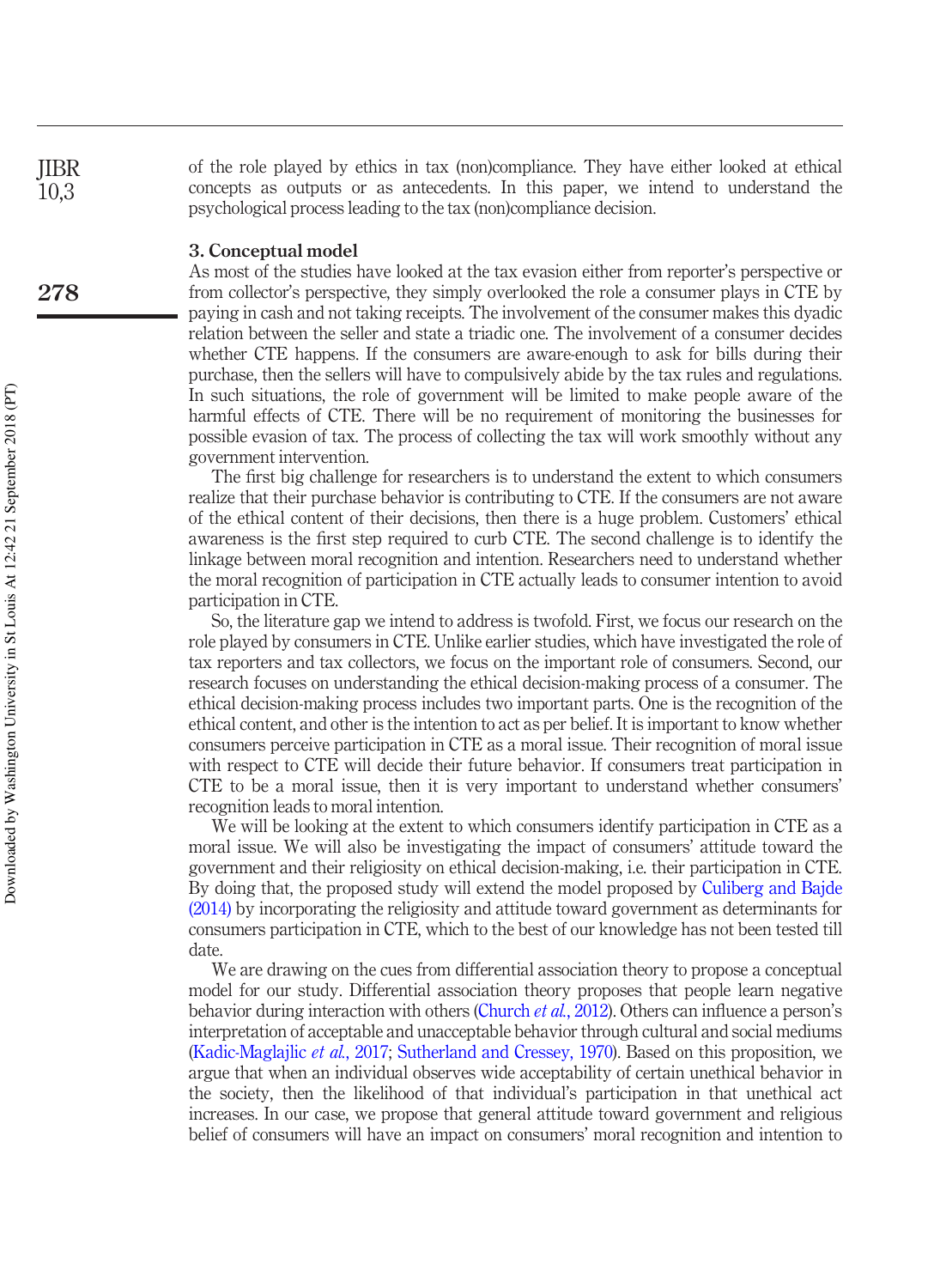of the role played by ethics in tax (non)compliance. They have either looked at ethical concepts as outputs or as antecedents. In this paper, we intend to understand the psychological process leading to the tax (non)compliance decision.

## 3. Conceptual model

As most of the studies have looked at the tax evasion either from reporter's perspective or from collector's perspective, they simply overlooked the role a consumer plays in CTE by paying in cash and not taking receipts. The involvement of the consumer makes this dyadic relation between the seller and state a triadic one. The involvement of a consumer decides whether CTE happens. If the consumers are aware-enough to ask for bills during their purchase, then the sellers will have to compulsively abide by the tax rules and regulations. In such situations, the role of government will be limited to make people aware of the harmful effects of CTE. There will be no requirement of monitoring the businesses for possible evasion of tax. The process of collecting the tax will work smoothly without any government intervention.

The first big challenge for researchers is to understand the extent to which consumers realize that their purchase behavior is contributing to CTE. If the consumers are not aware of the ethical content of their decisions, then there is a huge problem. Customers' ethical awareness is the first step required to curb CTE. The second challenge is to identify the linkage between moral recognition and intention. Researchers need to understand whether the moral recognition of participation in CTE actually leads to consumer intention to avoid participation in CTE.

So, the literature gap we intend to address is twofold. First, we focus our research on the role played by consumers in CTE. Unlike earlier studies, which have investigated the role of tax reporters and tax collectors, we focus on the important role of consumers. Second, our research focuses on understanding the ethical decision-making process of a consumer. The ethical decision-making process includes two important parts. One is the recognition of the ethical content, and other is the intention to act as per belief. It is important to know whether consumers perceive participation in CTE as a moral issue. Their recognition of moral issue with respect to CTE will decide their future behavior. If consumers treat participation in CTE to be a moral issue, then it is very important to understand whether consumers' recognition leads to moral intention.

We will be looking at the extent to which consumers identify participation in CTE as a moral issue. We will also be investigating the impact of consumers' attitude toward the government and their religiosity on ethical decision-making, i.e. their participation in CTE. By doing that, the proposed study will extend the model proposed by Culiberg and Bajde (2014) by incorporating the religiosity and attitude toward government as determinants for consumers participation in CTE, which to the best of our knowledge has not been tested till date.

We are drawing on the cues from differential association theory to propose a conceptual model for our study. Differential association theory proposes that people learn negative behavior during interaction with others (Church *et al.*, 2012). Others can influence a person's interpretation of acceptable and unacceptable behavior through cultural and social mediums (Kadic-Maglajlic *et al.*, 2017; Sutherland and Cressey, 1970). Based on this proposition, we argue that when an individual observes wide acceptability of certain unethical behavior in the society, then the likelihood of that individual's participation in that unethical act increases. In our case, we propose that general attitude toward government and religious belief of consumers will have an impact on consumers' moral recognition and intention to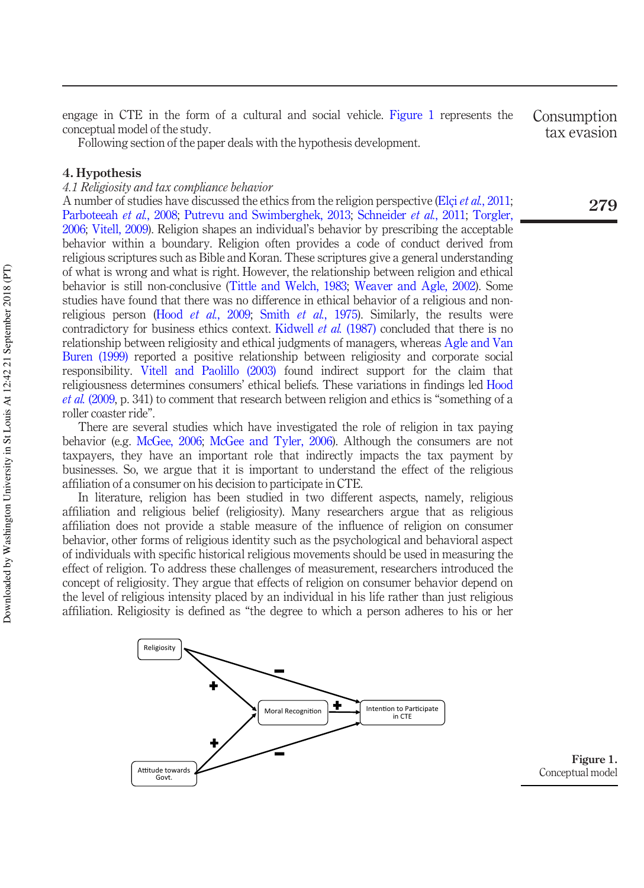engage in CTE in the form of a cultural and social vehicle. Figure 1 represents the conceptual model of the study.

Following section of the paper deals with the hypothesis development.

## 4. Hypothesis

### *4.1 Religiosity and tax compliance behavior*

A number of studies have discussed the ethics from the religion perspective (Elçi *et al.*, 2011; Parboteeah *et al.*, 2008; Putrevu and Swimberghek, 2013; Schneider *et al.*, 2011; Torgler, 2006; Vitell, 2009). Religion shapes an individual's behavior by prescribing the acceptable behavior within a boundary. Religion often provides a code of conduct derived from religious scriptures such as Bible and Koran. These scriptures give a general understanding of what is wrong and what is right. However, the relationship between religion and ethical behavior is still non-conclusive (Tittle and Welch, 1983; Weaver and Agle, 2002). Some studies have found that there was no difference in ethical behavior of a religious and non-religious person (Hood *et al.*, 2009; Smith *et al.*, 1975). Similarly, the results were contradictory for business ethics context. Kidwell *et al.* (1987) concluded that there is no relationship between religiosity and ethical judgments of managers, whereas Agle and Van Buren (1999) reported a positive relationship between religiosity and corporate social responsibility. Vitell and Paolillo (2003) found indirect support for the claim that religiousness determines consumers' ethical beliefs. These variations in findings led Hood *et al.* (2009, p. 341) to comment that research between religion and ethics is "something of a roller coaster ride".

There are several studies which have investigated the role of religion in tax paying behavior (e.g. McGee, 2006; McGee and Tyler, 2006). Although the consumers are not taxpayers, they have an important role that indirectly impacts the tax payment by businesses. So, we argue that it is important to understand the effect of the religious affiliation of a consumer on his decision to participate in CTE.

In literature, religion has been studied in two different aspects, namely, religious affiliation and religious belief (religiosity). Many researchers argue that as religious affiliation does not provide a stable measure of the influence of religion on consumer behavior, other forms of religious identity such as the psychological and behavioral aspect of individuals with specific historical religious movements should be used in measuring the effect of religion. To address these challenges of measurement, researchers introduced the concept of religiosity. They argue that effects of religion on consumer behavior depend on the level of religious intensity placed by an individual in his life rather than just religious affiliation. Religiosity is defined as "the degree to which a person adheres to his or her

**Figure 1.**
Conceptual model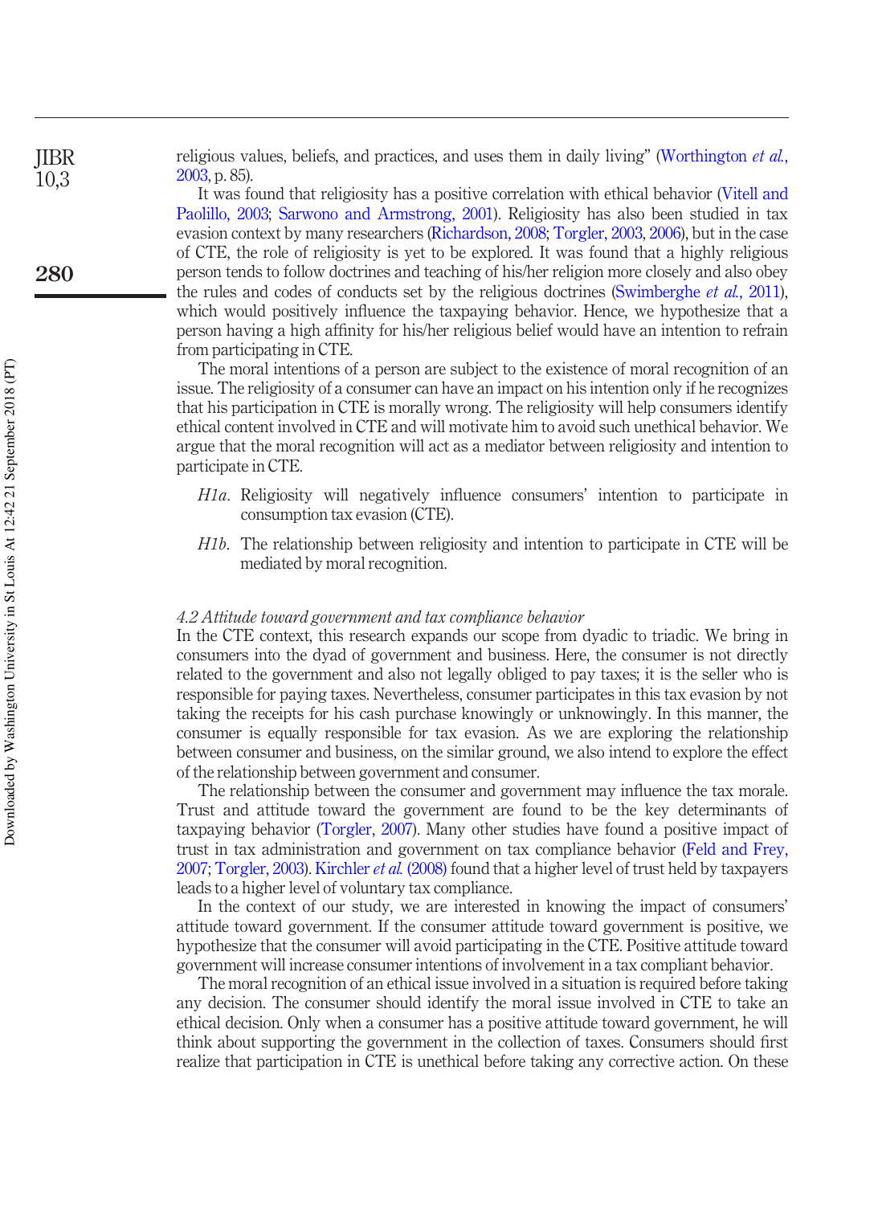religious values, beliefs, and practices, and uses them in daily living" (Worthington *et al.*, 2003, p. 85).

It was found that religiosity has a positive correlation with ethical behavior (Vitell and Paolillo, 2003; Sarwono and Armstrong, 2001). Religiosity has also been studied in tax evasion context by many researchers (Richardson, 2008; Torgler, 2003, 2006), but in the case of CTE, the role of religiosity is yet to be explored. It was found that a highly religious person tends to follow doctrines and teaching of his/her religion more closely and also obey the rules and codes of conducts set by the religious doctrines (Swimberghe *et al.*, 2011), which would positively influence the taxpaying behavior. Hence, we hypothesize that a person having a high affinity for his/her religious belief would have an intention to refrain from participating in CTE.

The moral intentions of a person are subject to the existence of moral recognition of an issue. The religiosity of a consumer can have an impact on his intention only if he recognizes that his participation in CTE is morally wrong. The religiosity will help consumers identify ethical content involved in CTE and will motivate him to avoid such unethical behavior. We argue that the moral recognition will act as a mediator between religiosity and intention to participate in CTE.

*H1a*. Religiosity will negatively influence consumers' intention to participate in consumption tax evasion (CTE).

*H1b*. The relationship between religiosity and intention to participate in CTE will be mediated by moral recognition.

### *4.2 Attitude toward government and tax compliance behavior*

In the CTE context, this research expands our scope from dyadic to triadic. We bring in consumers into the dyad of government and business. Here, the consumer is not directly related to the government and also not legally obliged to pay taxes; it is the seller who is responsible for paying taxes. Nevertheless, consumer participates in this tax evasion by not taking the receipts for his cash purchase knowingly or unknowingly. In this manner, the consumer is equally responsible for tax evasion. As we are exploring the relationship between consumer and business, on the similar ground, we also intend to explore the effect of the relationship between government and consumer.

The relationship between the consumer and government may influence the tax morale. Trust and attitude toward the government are found to be the key determinants of taxpaying behavior (Torgler, 2007). Many other studies have found a positive impact of trust in tax administration and government on tax compliance behavior (Feld and Frey, 2007; Torgler, 2003). Kirchler *et al.* (2008) found that a higher level of trust held by taxpayers leads to a higher level of voluntary tax compliance.

In the context of our study, we are interested in knowing the impact of consumers' attitude toward government. If the consumer attitude toward government is positive, we hypothesize that the consumer will avoid participating in the CTE. Positive attitude toward government will increase consumer intentions of involvement in a tax compliant behavior.

The moral recognition of an ethical issue involved in a situation is required before taking any decision. The consumer should identify the moral issue involved in CTE to take an ethical decision. Only when a consumer has a positive attitude toward government, he will think about supporting the government in the collection of taxes. Consumers should first realize that participation in CTE is unethical before taking any corrective action. On these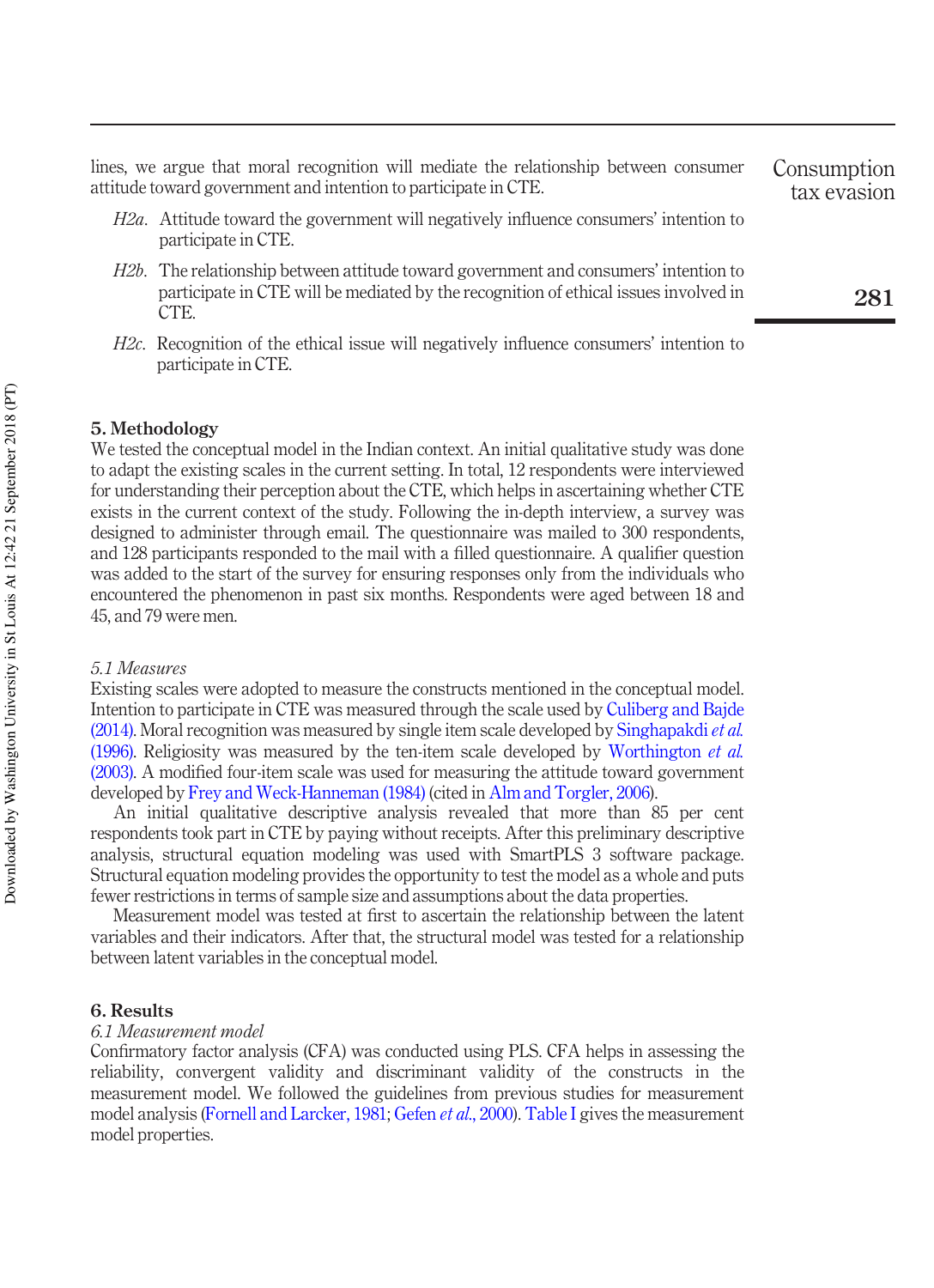lines, we argue that moral recognition will mediate the relationship between consumer attitude toward government and intention to participate in CTE.

*H2a*. Attitude toward the government will negatively influence consumers' intention to participate in CTE.

*H2b*. The relationship between attitude toward government and consumers' intention to participate in CTE will be mediated by the recognition of ethical issues involved in CTE.

*H2c*. Recognition of the ethical issue will negatively influence consumers' intention to participate in CTE.

## 5. Methodology

We tested the conceptual model in the Indian context. An initial qualitative study was done to adapt the existing scales in the current setting. In total, 12 respondents were interviewed for understanding their perception about the CTE, which helps in ascertaining whether CTE exists in the current context of the study. Following the in-depth interview, a survey was designed to administer through email. The questionnaire was mailed to 300 respondents, and 128 participants responded to the mail with a filled questionnaire. A qualifier question was added to the start of the survey for ensuring responses only from the individuals who encountered the phenomenon in past six months. Respondents were aged between 18 and 45, and 79 were men.

### *5.1 Measures*

Existing scales were adopted to measure the constructs mentioned in the conceptual model. Intention to participate in CTE was measured through the scale used by Culiberg and Bajde (2014). Moral recognition was measured by single item scale developed by Singhapakdi *et al.* (1996). Religiosity was measured by the ten-item scale developed by Worthington *et al.* (2003). A modified four-item scale was used for measuring the attitude toward government developed by Frey and Weck-Hanneman (1984) (cited in Alm and Torgler, 2006).

An initial qualitative descriptive analysis revealed that more than 85 per cent respondents took part in CTE by paying without receipts. After this preliminary descriptive analysis, structural equation modeling was used with SmartPLS 3 software package. Structural equation modeling provides the opportunity to test the model as a whole and puts fewer restrictions in terms of sample size and assumptions about the data properties.

Measurement model was tested at first to ascertain the relationship between the latent variables and their indicators. After that, the structural model was tested for a relationship between latent variables in the conceptual model.

## 6. Results

### *6.1 Measurement model*

Confirmatory factor analysis (CFA) was conducted using PLS. CFA helps in assessing the reliability, convergent validity and discriminant validity of the constructs in the measurement model. We followed the guidelines from previous studies for measurement model analysis (Fornell and Larcker, 1981; Gefen *et al.*, 2000). Table I gives the measurement model properties.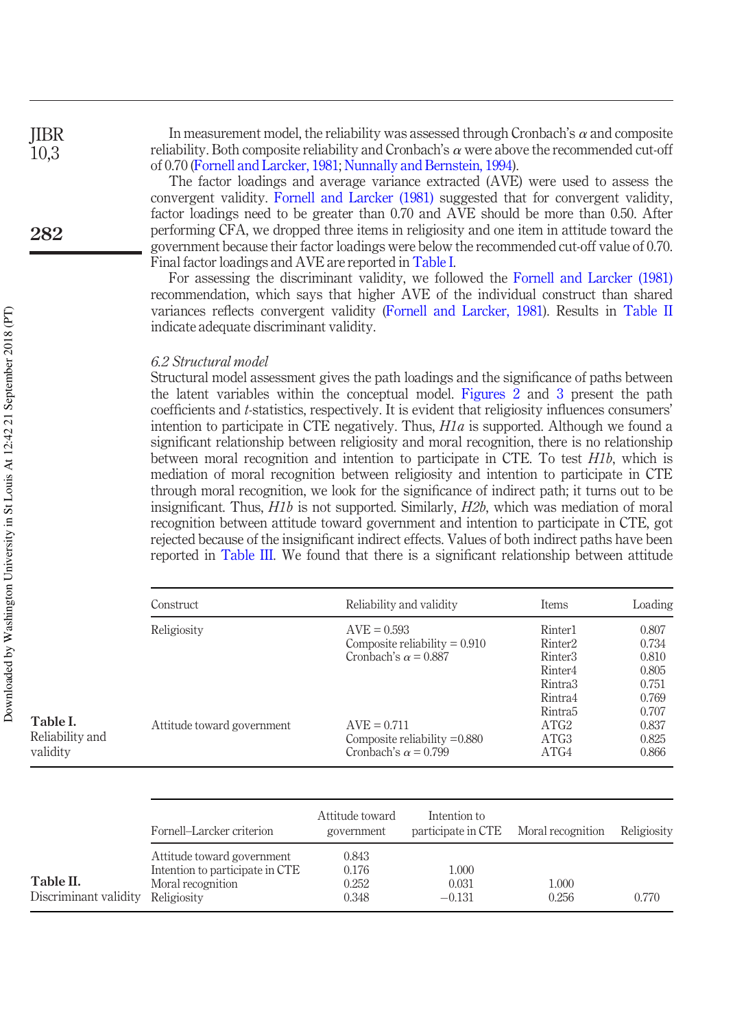In measurement model, the reliability was assessed through Cronbach's $\alpha$ and composite reliability. Both composite reliability and Cronbach's $\alpha$ were above the recommended cut-off of 0.70 (Fornell and Larcker, 1981; Nunnally and Bernstein, 1994).

The factor loadings and average variance extracted (AVE) were used to assess the convergent validity. Fornell and Larcker (1981) suggested that for convergent validity, factor loadings need to be greater than 0.70 and AVE should be more than 0.50. After performing CFA, we dropped three items in religiosity and one item in attitude toward the government because their factor loadings were below the recommended cut-off value of 0.70. Final factor loadings and AVE are reported in Table I.

For assessing the discriminant validity, we followed the Fornell and Larcker (1981) recommendation, which says that higher AVE of the individual construct than shared variances reflects convergent validity (Fornell and Larcker, 1981). Results in Table II indicate adequate discriminant validity.

### 6.2 Structural model

Structural model assessment gives the path loadings and the significance of paths between the latent variables within the conceptual model. Figures 2 and 3 present the path coefficients and *t*-statistics, respectively. It is evident that religiosity influences consumers' intention to participate in CTE negatively. Thus, *H1a* is supported. Although we found a significant relationship between religiosity and moral recognition, there is no relationship between moral recognition and intention to participate in CTE. To test *H1b*, which is mediation of moral recognition between religiosity and intention to participate in CTE through moral recognition, we look for the significance of indirect path; it turns out to be insignificant. Thus, *H1b* is not supported. Similarly, *H2b*, which was mediation of moral recognition between attitude toward government and intention to participate in CTE, got rejected because of the insignificant indirect effects. Values of both indirect paths have been reported in Table III. We found that there is a significant relationship between attitude

**Table I.** Reliability and validity

| Construct | Reliability and validity | Items | Loading |
|---|---|---|---|
| Religiosity | AVE = 0.593 | Rinter1 | 0.807 |
| | Composite reliability = 0.910 | Rinter2 | 0.734 |
| | Cronbach's $\alpha$ = 0.887 | Rinter3 | 0.810 |
| | | Rinter4 | 0.805 |
| | | Rintra3 | 0.751 |
| | | Rintra4 | 0.769 |
| | | Rintra5 | 0.707 |
| Attitude toward government | AVE = 0.711 | ATG2 | 0.837 |
| | Composite reliability =0.880 | ATG3 | 0.825 |
| | Cronbach's $\alpha$ = 0.799 | ATG4 | 0.866 |

**Table II.** Discriminant validity

| Fornell–Larcker criterion | Attitude toward government | Intention to participate in CTE | Moral recognition | Religiosity |
|---|---|---|---|---|
| Attitude toward government | 0.843 | | | |
| Intention to participate in CTE | 0.176 | 1.000 | | |
| Moral recognition | 0.252 | 0.031 | 1.000 | |
| Religiosity | 0.348 | −0.131 | 0.256 | 0.770 |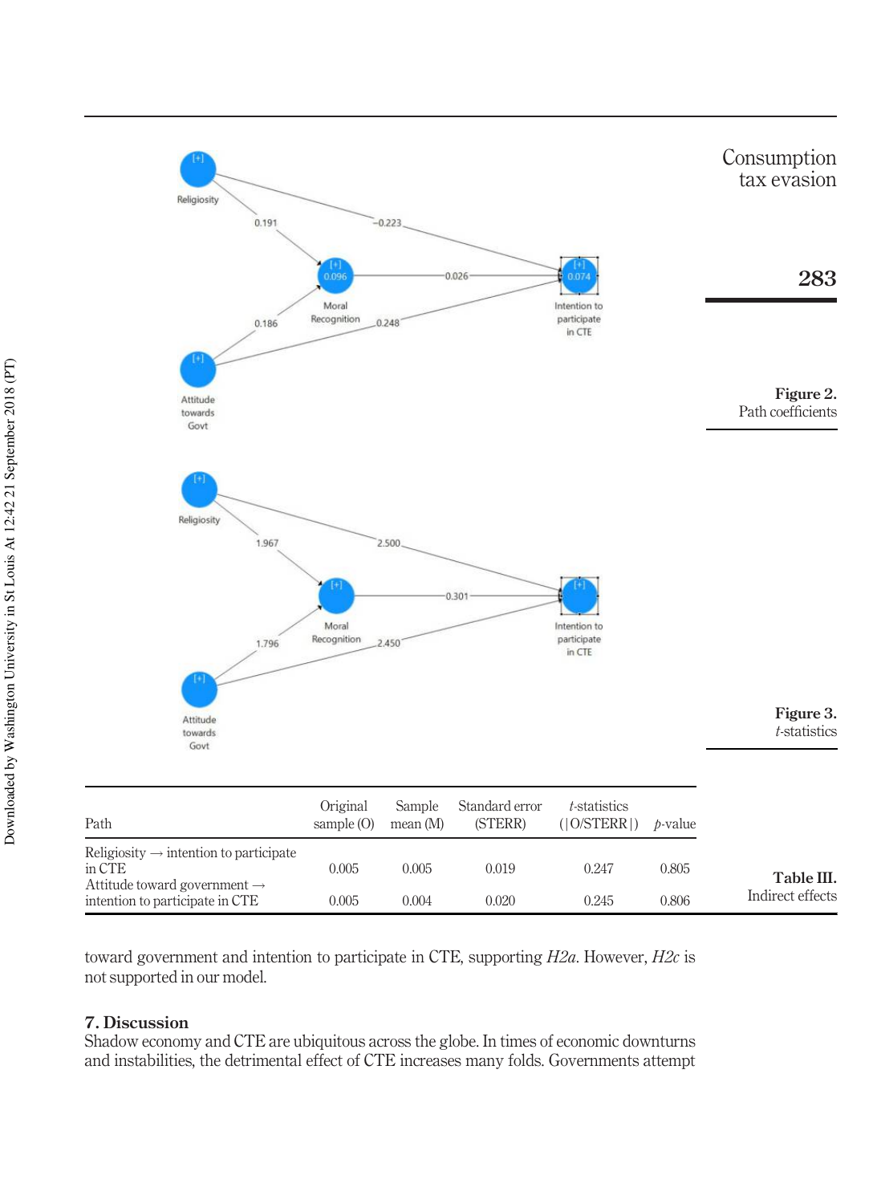Figure 2. Path coefficients

Figure 3. *t*-statistics

Table III. Indirect effects

| Path | Original sample (O) | Sample mean (M) | Standard error (STERR) | *t*-statistics (\|O/STERR\|) | *p*-value |
|---|---|---|---|---|---|
| Religiosity → intention to participate in CTE | 0.005 | 0.005 | 0.019 | 0.247 | 0.805 |
| Attitude toward government → intention to participate in CTE | 0.005 | 0.004 | 0.020 | 0.245 | 0.806 |

toward government and intention to participate in CTE, supporting *H2a*. However, *H2c* is not supported in our model.

## 7. Discussion

Shadow economy and CTE are ubiquitous across the globe. In times of economic downturns and instabilities, the detrimental effect of CTE increases many folds. Governments attempt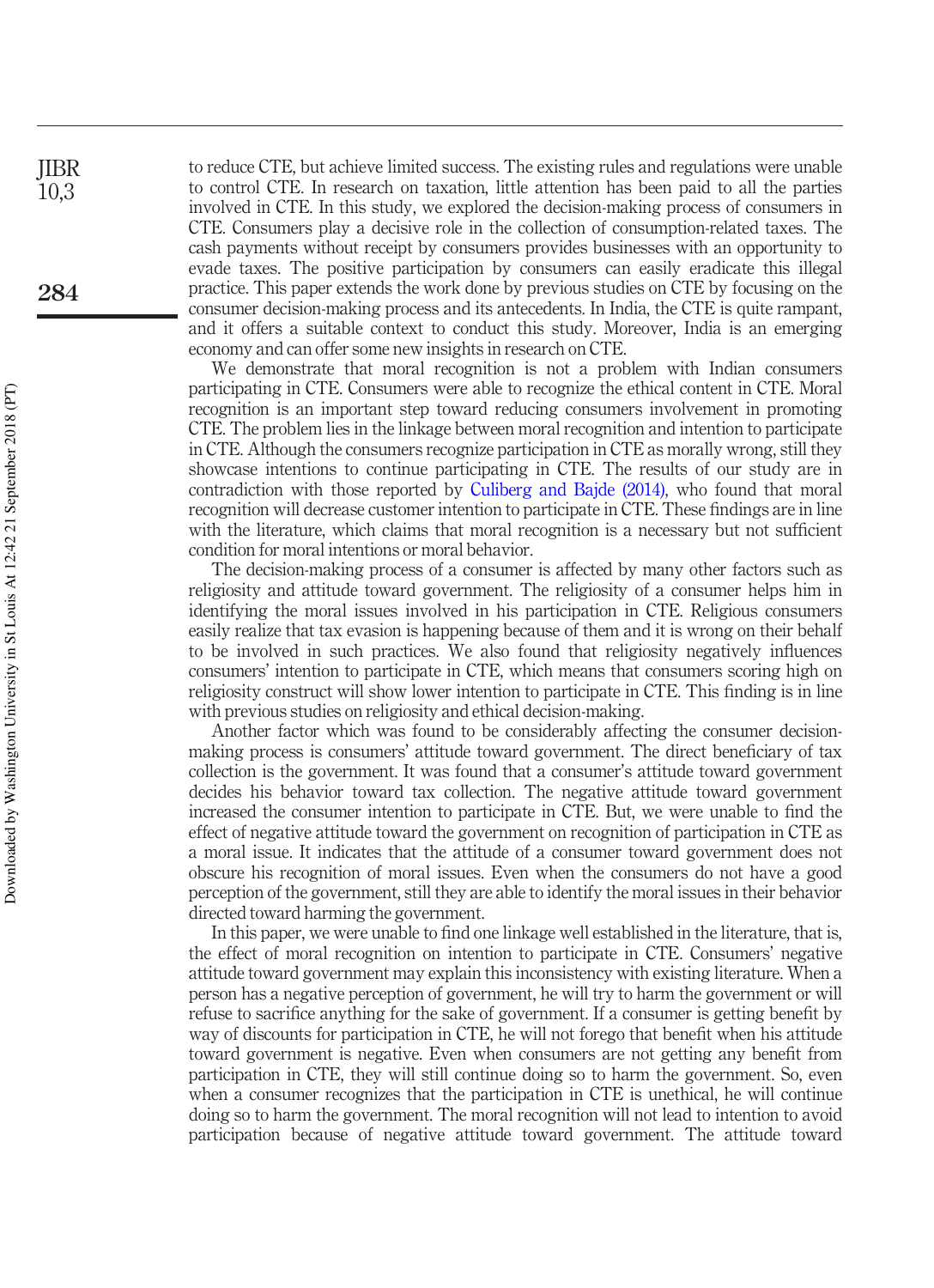to reduce CTE, but achieve limited success. The existing rules and regulations were unable to control CTE. In research on taxation, little attention has been paid to all the parties involved in CTE. In this study, we explored the decision-making process of consumers in CTE. Consumers play a decisive role in the collection of consumption-related taxes. The cash payments without receipt by consumers provides businesses with an opportunity to evade taxes. The positive participation by consumers can easily eradicate this illegal practice. This paper extends the work done by previous studies on CTE by focusing on the consumer decision-making process and its antecedents. In India, the CTE is quite rampant, and it offers a suitable context to conduct this study. Moreover, India is an emerging economy and can offer some new insights in research on CTE.

We demonstrate that moral recognition is not a problem with Indian consumers participating in CTE. Consumers were able to recognize the ethical content in CTE. Moral recognition is an important step toward reducing consumers involvement in promoting CTE. The problem lies in the linkage between moral recognition and intention to participate in CTE. Although the consumers recognize participation in CTE as morally wrong, still they showcase intentions to continue participating in CTE. The results of our study are in contradiction with those reported by Culiberg and Bajde (2014), who found that moral recognition will decrease customer intention to participate in CTE. These findings are in line with the literature, which claims that moral recognition is a necessary but not sufficient condition for moral intentions or moral behavior.

The decision-making process of a consumer is affected by many other factors such as religiosity and attitude toward government. The religiosity of a consumer helps him in identifying the moral issues involved in his participation in CTE. Religious consumers easily realize that tax evasion is happening because of them and it is wrong on their behalf to be involved in such practices. We also found that religiosity negatively influences consumers' intention to participate in CTE, which means that consumers scoring high on religiosity construct will show lower intention to participate in CTE. This finding is in line with previous studies on religiosity and ethical decision-making.

Another factor which was found to be considerably affecting the consumer decision-making process is consumers' attitude toward government. The direct beneficiary of tax collection is the government. It was found that a consumer's attitude toward government decides his behavior toward tax collection. The negative attitude toward government increased the consumer intention to participate in CTE. But, we were unable to find the effect of negative attitude toward the government on recognition of participation in CTE as a moral issue. It indicates that the attitude of a consumer toward government does not obscure his recognition of moral issues. Even when the consumers do not have a good perception of the government, still they are able to identify the moral issues in their behavior directed toward harming the government.

In this paper, we were unable to find one linkage well established in the literature, that is, the effect of moral recognition on intention to participate in CTE. Consumers' negative attitude toward government may explain this inconsistency with existing literature. When a person has a negative perception of government, he will try to harm the government or will refuse to sacrifice anything for the sake of government. If a consumer is getting benefit by way of discounts for participation in CTE, he will not forego that benefit when his attitude toward government is negative. Even when consumers are not getting any benefit from participation in CTE, they will still continue doing so to harm the government. So, even when a consumer recognizes that the participation in CTE is unethical, he will continue doing so to harm the government. The moral recognition will not lead to intention to avoid participation because of negative attitude toward government. The attitude toward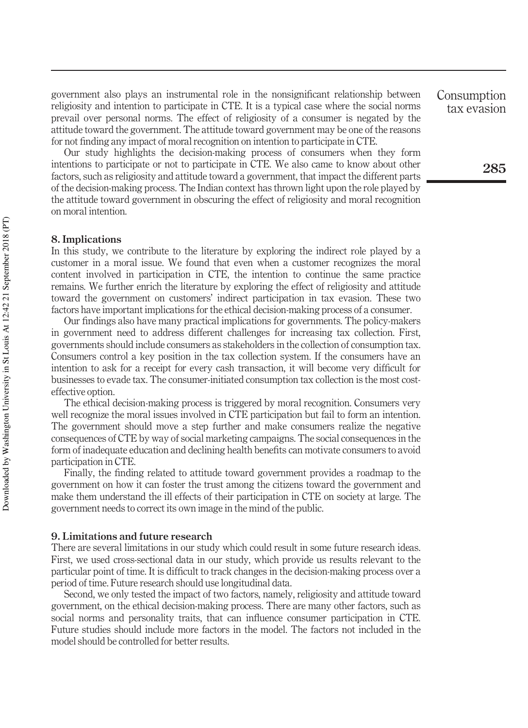government also plays an instrumental role in the nonsignificant relationship between religiosity and intention to participate in CTE. It is a typical case where the social norms prevail over personal norms. The effect of religiosity of a consumer is negated by the attitude toward the government. The attitude toward government may be one of the reasons for not finding any impact of moral recognition on intention to participate in CTE.

Our study highlights the decision-making process of consumers when they form intentions to participate or not to participate in CTE. We also came to know about other factors, such as religiosity and attitude toward a government, that impact the different parts of the decision-making process. The Indian context has thrown light upon the role played by the attitude toward government in obscuring the effect of religiosity and moral recognition on moral intention.

## 8. Implications

In this study, we contribute to the literature by exploring the indirect role played by a customer in a moral issue. We found that even when a customer recognizes the moral content involved in participation in CTE, the intention to continue the same practice remains. We further enrich the literature by exploring the effect of religiosity and attitude toward the government on customers' indirect participation in tax evasion. These two factors have important implications for the ethical decision-making process of a consumer.

Our findings also have many practical implications for governments. The policy-makers in government need to address different challenges for increasing tax collection. First, governments should include consumers as stakeholders in the collection of consumption tax. Consumers control a key position in the tax collection system. If the consumers have an intention to ask for a receipt for every cash transaction, it will become very difficult for businesses to evade tax. The consumer-initiated consumption tax collection is the most cost-effective option.

The ethical decision-making process is triggered by moral recognition. Consumers very well recognize the moral issues involved in CTE participation but fail to form an intention. The government should move a step further and make consumers realize the negative consequences of CTE by way of social marketing campaigns. The social consequences in the form of inadequate education and declining health benefits can motivate consumers to avoid participation in CTE.

Finally, the finding related to attitude toward government provides a roadmap to the government on how it can foster the trust among the citizens toward the government and make them understand the ill effects of their participation in CTE on society at large. The government needs to correct its own image in the mind of the public.

## 9. Limitations and future research

There are several limitations in our study which could result in some future research ideas. First, we used cross-sectional data in our study, which provide us results relevant to the particular point of time. It is difficult to track changes in the decision-making process over a period of time. Future research should use longitudinal data.

Second, we only tested the impact of two factors, namely, religiosity and attitude toward government, on the ethical decision-making process. There are many other factors, such as social norms and personality traits, that can influence consumer participation in CTE. Future studies should include more factors in the model. The factors not included in the model should be controlled for better results.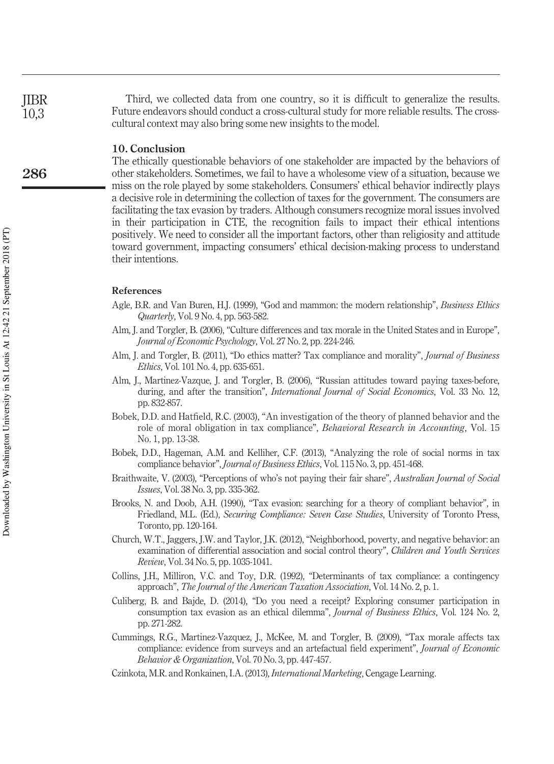Third, we collected data from one country, so it is difficult to generalize the results. Future endeavors should conduct a cross-cultural study for more reliable results. The cross-cultural context may also bring some new insights to the model.

## 10. Conclusion

The ethically questionable behaviors of one stakeholder are impacted by the behaviors of other stakeholders. Sometimes, we fail to have a wholesome view of a situation, because we miss on the role played by some stakeholders. Consumers' ethical behavior indirectly plays a decisive role in determining the collection of taxes for the government. The consumers are facilitating the tax evasion by traders. Although consumers recognize moral issues involved in their participation in CTE, the recognition fails to impact their ethical intentions positively. We need to consider all the important factors, other than religiosity and attitude toward government, impacting consumers' ethical decision-making process to understand their intentions.

## References

Agle, B.R. and Van Buren, H.J. (1999), "God and mammon: the modern relationship", *Business Ethics Quarterly*, Vol. 9 No. 4, pp. 563-582.

Alm, J. and Torgler, B. (2006), "Culture differences and tax morale in the United States and in Europe", *Journal of Economic Psychology*, Vol. 27 No. 2, pp. 224-246.

Alm, J. and Torgler, B. (2011), "Do ethics matter? Tax compliance and morality", *Journal of Business Ethics*, Vol. 101 No. 4, pp. 635-651.

Alm, J., Martinez-Vazque, J. and Torgler, B. (2006), "Russian attitudes toward paying taxes-before, during, and after the transition", *International Journal of Social Economics*, Vol. 33 No. 12, pp. 832-857.

Bobek, D.D. and Hatfield, R.C. (2003), "An investigation of the theory of planned behavior and the role of moral obligation in tax compliance", *Behavioral Research in Accounting*, Vol. 15 No. 1, pp. 13-38.

Bobek, D.D., Hageman, A.M. and Kelliher, C.F. (2013), "Analyzing the role of social norms in tax compliance behavior", *Journal of Business Ethics*, Vol. 115 No. 3, pp. 451-468.

Braithwaite, V. (2003), "Perceptions of who's not paying their fair share", *Australian Journal of Social Issues*, Vol. 38 No. 3, pp. 335-362.

Brooks, N. and Doob, A.H. (1990), "Tax evasion: searching for a theory of compliant behavior", in Friedland, M.L. (Ed.), *Securing Compliance: Seven Case Studies*, University of Toronto Press, Toronto, pp. 120-164.

Church, W.T., Jaggers, J.W. and Taylor, J.K. (2012), "Neighborhood, poverty, and negative behavior: an examination of differential association and social control theory", *Children and Youth Services Review*, Vol. 34 No. 5, pp. 1035-1041.

Collins, J.H., Milliron, V.C. and Toy, D.R. (1992), "Determinants of tax compliance: a contingency approach", *The Journal of the American Taxation Association*, Vol. 14 No. 2, p. 1.

Culiberg, B. and Bajde, D. (2014), "Do you need a receipt? Exploring consumer participation in consumption tax evasion as an ethical dilemma", *Journal of Business Ethics*, Vol. 124 No. 2, pp. 271-282.

Cummings, R.G., Martinez-Vazquez, J., McKee, M. and Torgler, B. (2009), "Tax morale affects tax compliance: evidence from surveys and an artefactual field experiment", *Journal of Economic Behavior & Organization*, Vol. 70 No. 3, pp. 447-457.

Czinkota, M.R. and Ronkainen, I.A. (2013), *International Marketing*, Cengage Learning.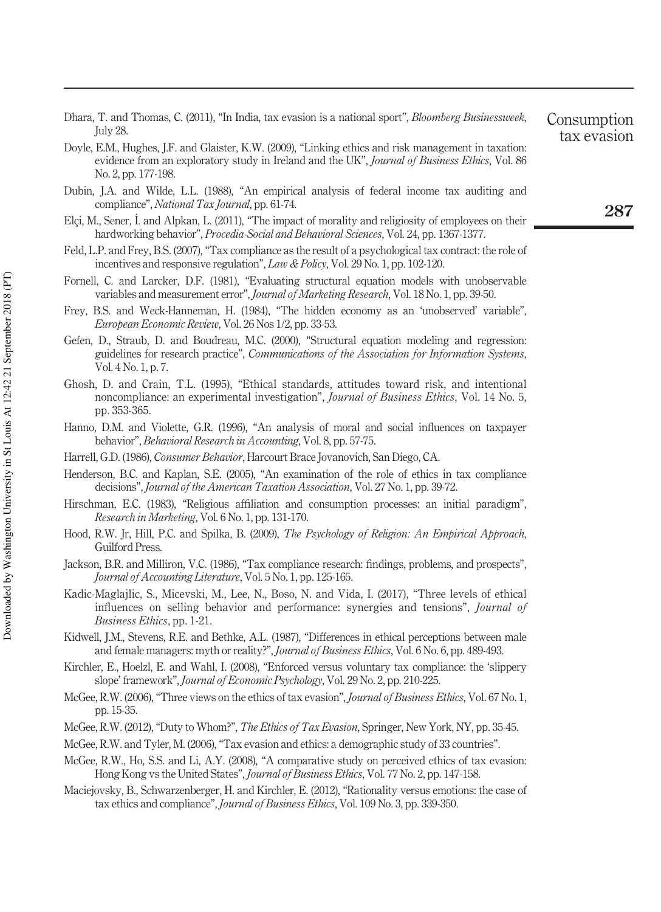Dhara, T. and Thomas, C. (2011), "In India, tax evasion is a national sport", *Bloomberg Businessweek*, July 28.

Doyle, E.M., Hughes, J.F. and Glaister, K.W. (2009), "Linking ethics and risk management in taxation: evidence from an exploratory study in Ireland and the UK", *Journal of Business Ethics*, Vol. 86 No. 2, pp. 177-198.

Dubin, J.A. and Wilde, L.L. (1988), "An empirical analysis of federal income tax auditing and compliance", *National Tax Journal*, pp. 61-74.

Elçi, M., Sener, İ. and Alpkan, L. (2011), "The impact of morality and religiosity of employees on their hardworking behavior", *Procedia-Social and Behavioral Sciences*, Vol. 24, pp. 1367-1377.

Feld, L.P. and Frey, B.S. (2007), "Tax compliance as the result of a psychological tax contract: the role of incentives and responsive regulation", *Law & Policy*, Vol. 29 No. 1, pp. 102-120.

Fornell, C. and Larcker, D.F. (1981), "Evaluating structural equation models with unobservable variables and measurement error", *Journal of Marketing Research*, Vol. 18 No. 1, pp. 39-50.

Frey, B.S. and Weck-Hanneman, H. (1984), "The hidden economy as an 'unobserved' variable", *European Economic Review*, Vol. 26 Nos 1/2, pp. 33-53.

Gefen, D., Straub, D. and Boudreau, M.C. (2000), "Structural equation modeling and regression: guidelines for research practice", *Communications of the Association for Information Systems*, Vol. 4 No. 1, p. 7.

Ghosh, D. and Crain, T.L. (1995), "Ethical standards, attitudes toward risk, and intentional noncompliance: an experimental investigation", *Journal of Business Ethics*, Vol. 14 No. 5, pp. 353-365.

Hanno, D.M. and Violette, G.R. (1996), "An analysis of moral and social influences on taxpayer behavior", *Behavioral Research in Accounting*, Vol. 8, pp. 57-75.

Harrell, G.D. (1986), *Consumer Behavior*, Harcourt Brace Jovanovich, San Diego, CA.

Henderson, B.C. and Kaplan, S.E. (2005), "An examination of the role of ethics in tax compliance decisions", *Journal of the American Taxation Association*, Vol. 27 No. 1, pp. 39-72.

Hirschman, E.C. (1983), "Religious affiliation and consumption processes: an initial paradigm", *Research in Marketing*, Vol. 6 No. 1, pp. 131-170.

Hood, R.W. Jr, Hill, P.C. and Spilka, B. (2009), *The Psychology of Religion: An Empirical Approach*, Guilford Press.

Jackson, B.R. and Milliron, V.C. (1986), "Tax compliance research: findings, problems, and prospects", *Journal of Accounting Literature*, Vol. 5 No. 1, pp. 125-165.

Kadic-Maglajlic, S., Micevski, M., Lee, N., Boso, N. and Vida, I. (2017), "Three levels of ethical influences on selling behavior and performance: synergies and tensions", *Journal of Business Ethics*, pp. 1-21.

Kidwell, J.M., Stevens, R.E. and Bethke, A.L. (1987), "Differences in ethical perceptions between male and female managers: myth or reality?", *Journal of Business Ethics*, Vol. 6 No. 6, pp. 489-493.

Kirchler, E., Hoelzl, E. and Wahl, I. (2008), "Enforced versus voluntary tax compliance: the 'slippery slope' framework", *Journal of Economic Psychology*, Vol. 29 No. 2, pp. 210-225.

McGee, R.W. (2006), "Three views on the ethics of tax evasion", *Journal of Business Ethics*, Vol. 67 No. 1, pp. 15-35.

McGee, R.W. (2012), "Duty to Whom?", *The Ethics of Tax Evasion*, Springer, New York, NY, pp. 35-45.

McGee, R.W. and Tyler, M. (2006), "Tax evasion and ethics: a demographic study of 33 countries".

McGee, R.W., Ho, S.S. and Li, A.Y. (2008), "A comparative study on perceived ethics of tax evasion: Hong Kong vs the United States", *Journal of Business Ethics*, Vol. 77 No. 2, pp. 147-158.

Maciejovsky, B., Schwarzenberger, H. and Kirchler, E. (2012), "Rationality versus emotions: the case of tax ethics and compliance", *Journal of Business Ethics*, Vol. 109 No. 3, pp. 339-350.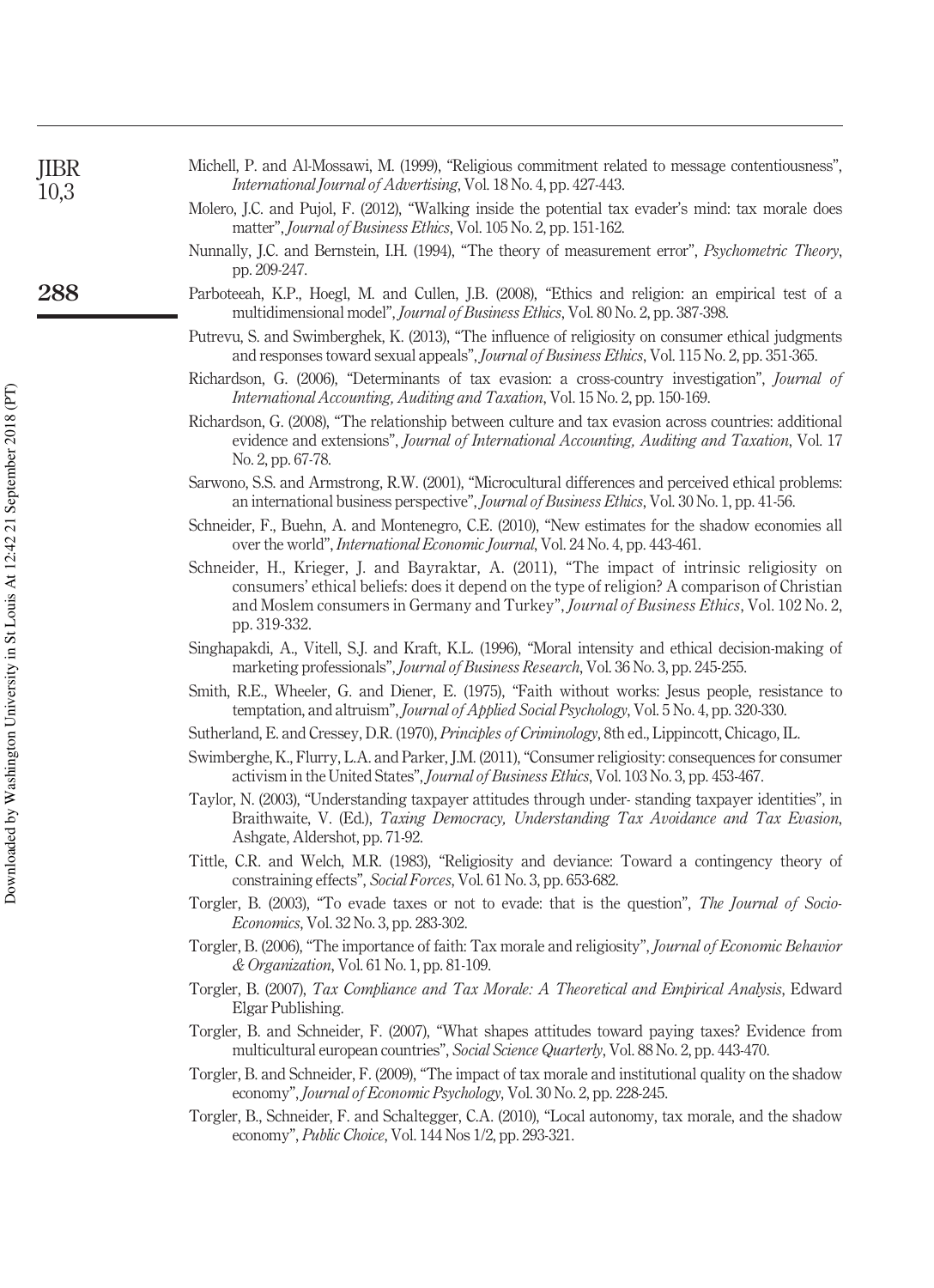Michell, P. and Al-Mossawi, M. (1999), "Religious commitment related to message contentiousness", *International Journal of Advertising*, Vol. 18 No. 4, pp. 427-443.

Molero, J.C. and Pujol, F. (2012), "Walking inside the potential tax evader's mind: tax morale does matter", *Journal of Business Ethics*, Vol. 105 No. 2, pp. 151-162.

Nunnally, J.C. and Bernstein, I.H. (1994), "The theory of measurement error", *Psychometric Theory*, pp. 209-247.

Parboteeah, K.P., Hoegl, M. and Cullen, J.B. (2008), "Ethics and religion: an empirical test of a multidimensional model", *Journal of Business Ethics*, Vol. 80 No. 2, pp. 387-398.

Putrevu, S. and Swimberghek, K. (2013), "The influence of religiosity on consumer ethical judgments and responses toward sexual appeals", *Journal of Business Ethics*, Vol. 115 No. 2, pp. 351-365.

Richardson, G. (2006), "Determinants of tax evasion: a cross-country investigation", *Journal of International Accounting, Auditing and Taxation*, Vol. 15 No. 2, pp. 150-169.

Richardson, G. (2008), "The relationship between culture and tax evasion across countries: additional evidence and extensions", *Journal of International Accounting, Auditing and Taxation*, Vol. 17 No. 2, pp. 67-78.

Sarwono, S.S. and Armstrong, R.W. (2001), "Microcultural differences and perceived ethical problems: an international business perspective", *Journal of Business Ethics*, Vol. 30 No. 1, pp. 41-56.

Schneider, F., Buehn, A. and Montenegro, C.E. (2010), "New estimates for the shadow economies all over the world", *International Economic Journal*, Vol. 24 No. 4, pp. 443-461.

Schneider, H., Krieger, J. and Bayraktar, A. (2011), "The impact of intrinsic religiosity on consumers' ethical beliefs: does it depend on the type of religion? A comparison of Christian and Moslem consumers in Germany and Turkey", *Journal of Business Ethics*, Vol. 102 No. 2, pp. 319-332.

Singhapakdi, A., Vitell, S.J. and Kraft, K.L. (1996), "Moral intensity and ethical decision-making of marketing professionals", *Journal of Business Research*, Vol. 36 No. 3, pp. 245-255.

Smith, R.E., Wheeler, G. and Diener, E. (1975), "Faith without works: Jesus people, resistance to temptation, and altruism", *Journal of Applied Social Psychology*, Vol. 5 No. 4, pp. 320-330.

Sutherland, E. and Cressey, D.R. (1970), *Principles of Criminology*, 8th ed., Lippincott, Chicago, IL.

Swimberghe, K., Flurry, L.A. and Parker, J.M. (2011), "Consumer religiosity: consequences for consumer activism in the United States", *Journal of Business Ethics*, Vol. 103 No. 3, pp. 453-467.

Taylor, N. (2003), "Understanding taxpayer attitudes through under- standing taxpayer identities", in Braithwaite, V. (Ed.), *Taxing Democracy, Understanding Tax Avoidance and Tax Evasion*, Ashgate, Aldershot, pp. 71-92.

Tittle, C.R. and Welch, M.R. (1983), "Religiosity and deviance: Toward a contingency theory of constraining effects", *Social Forces*, Vol. 61 No. 3, pp. 653-682.

Torgler, B. (2003), "To evade taxes or not to evade: that is the question", *The Journal of Socio-Economics*, Vol. 32 No. 3, pp. 283-302.

Torgler, B. (2006), "The importance of faith: Tax morale and religiosity", *Journal of Economic Behavior & Organization*, Vol. 61 No. 1, pp. 81-109.

Torgler, B. (2007), *Tax Compliance and Tax Morale: A Theoretical and Empirical Analysis*, Edward Elgar Publishing.

Torgler, B. and Schneider, F. (2007), "What shapes attitudes toward paying taxes? Evidence from multicultural european countries", *Social Science Quarterly*, Vol. 88 No. 2, pp. 443-470.

Torgler, B. and Schneider, F. (2009), "The impact of tax morale and institutional quality on the shadow economy", *Journal of Economic Psychology*, Vol. 30 No. 2, pp. 228-245.

Torgler, B., Schneider, F. and Schaltegger, C.A. (2010), "Local autonomy, tax morale, and the shadow economy", *Public Choice*, Vol. 144 Nos 1/2, pp. 293-321.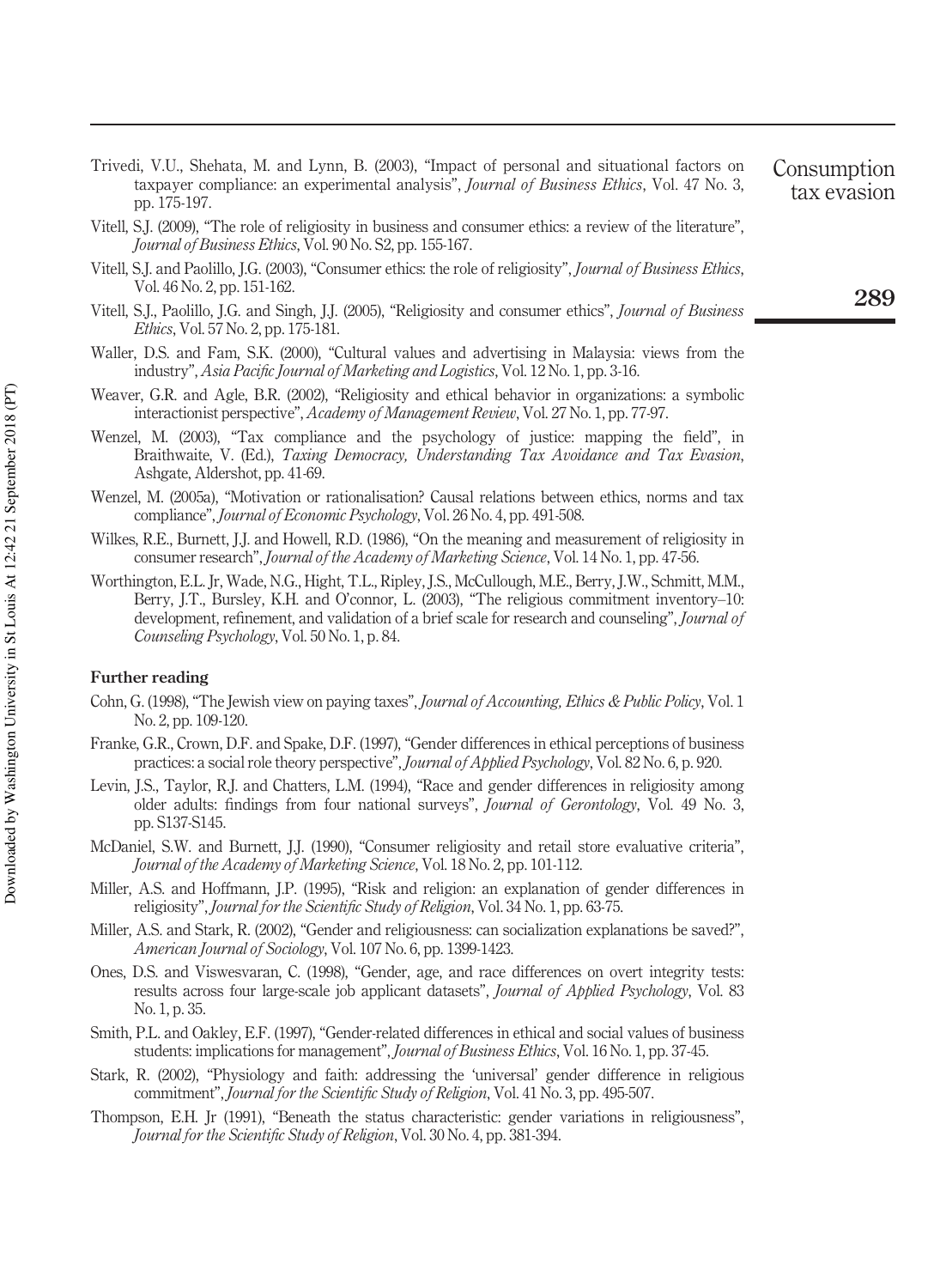Trivedi, V.U., Shehata, M. and Lynn, B. (2003), "Impact of personal and situational factors on taxpayer compliance: an experimental analysis", *Journal of Business Ethics*, Vol. 47 No. 3, pp. 175-197.

Vitell, S.J. (2009), "The role of religiosity in business and consumer ethics: a review of the literature", *Journal of Business Ethics*, Vol. 90 No. S2, pp. 155-167.

Vitell, S.J. and Paolillo, J.G. (2003), "Consumer ethics: the role of religiosity", *Journal of Business Ethics*, Vol. 46 No. 2, pp. 151-162.

Vitell, S.J., Paolillo, J.G. and Singh, J.J. (2005), "Religiosity and consumer ethics", *Journal of Business Ethics*, Vol. 57 No. 2, pp. 175-181.

Waller, D.S. and Fam, S.K. (2000), "Cultural values and advertising in Malaysia: views from the industry", *Asia Pacific Journal of Marketing and Logistics*, Vol. 12 No. 1, pp. 3-16.

Weaver, G.R. and Agle, B.R. (2002), "Religiosity and ethical behavior in organizations: a symbolic interactionist perspective", *Academy of Management Review*, Vol. 27 No. 1, pp. 77-97.

Wenzel, M. (2003), "Tax compliance and the psychology of justice: mapping the field", in Braithwaite, V. (Ed.), *Taxing Democracy, Understanding Tax Avoidance and Tax Evasion*, Ashgate, Aldershot, pp. 41-69.

Wenzel, M. (2005a), "Motivation or rationalisation? Causal relations between ethics, norms and tax compliance", *Journal of Economic Psychology*, Vol. 26 No. 4, pp. 491-508.

Wilkes, R.E., Burnett, J.J. and Howell, R.D. (1986), "On the meaning and measurement of religiosity in consumer research", *Journal of the Academy of Marketing Science*, Vol. 14 No. 1, pp. 47-56.

Worthington, E.L. Jr, Wade, N.G., Hight, T.L., Ripley, J.S., McCullough, M.E., Berry, J.W., Schmitt, M.M., Berry, J.T., Bursley, K.H. and O'connor, L. (2003), "The religious commitment inventory–10: development, refinement, and validation of a brief scale for research and counseling", *Journal of Counseling Psychology*, Vol. 50 No. 1, p. 84.

### Further reading

Cohn, G. (1998), "The Jewish view on paying taxes", *Journal of Accounting, Ethics & Public Policy*, Vol. 1 No. 2, pp. 109-120.

Franke, G.R., Crown, D.F. and Spake, D.F. (1997), "Gender differences in ethical perceptions of business practices: a social role theory perspective", *Journal of Applied Psychology*, Vol. 82 No. 6, p. 920.

Levin, J.S., Taylor, R.J. and Chatters, L.M. (1994), "Race and gender differences in religiosity among older adults: findings from four national surveys", *Journal of Gerontology*, Vol. 49 No. 3, pp. S137-S145.

McDaniel, S.W. and Burnett, J.J. (1990), "Consumer religiosity and retail store evaluative criteria", *Journal of the Academy of Marketing Science*, Vol. 18 No. 2, pp. 101-112.

Miller, A.S. and Hoffmann, J.P. (1995), "Risk and religion: an explanation of gender differences in religiosity", *Journal for the Scientific Study of Religion*, Vol. 34 No. 1, pp. 63-75.

Miller, A.S. and Stark, R. (2002), "Gender and religiousness: can socialization explanations be saved?", *American Journal of Sociology*, Vol. 107 No. 6, pp. 1399-1423.

Ones, D.S. and Viswesvaran, C. (1998), "Gender, age, and race differences on overt integrity tests: results across four large-scale job applicant datasets", *Journal of Applied Psychology*, Vol. 83 No. 1, p. 35.

Smith, P.L. and Oakley, E.F. (1997), "Gender-related differences in ethical and social values of business students: implications for management", *Journal of Business Ethics*, Vol. 16 No. 1, pp. 37-45.

Stark, R. (2002), "Physiology and faith: addressing the 'universal' gender difference in religious commitment", *Journal for the Scientific Study of Religion*, Vol. 41 No. 3, pp. 495-507.

Thompson, E.H. Jr (1991), "Beneath the status characteristic: gender variations in religiousness", *Journal for the Scientific Study of Religion*, Vol. 30 No. 4, pp. 381-394.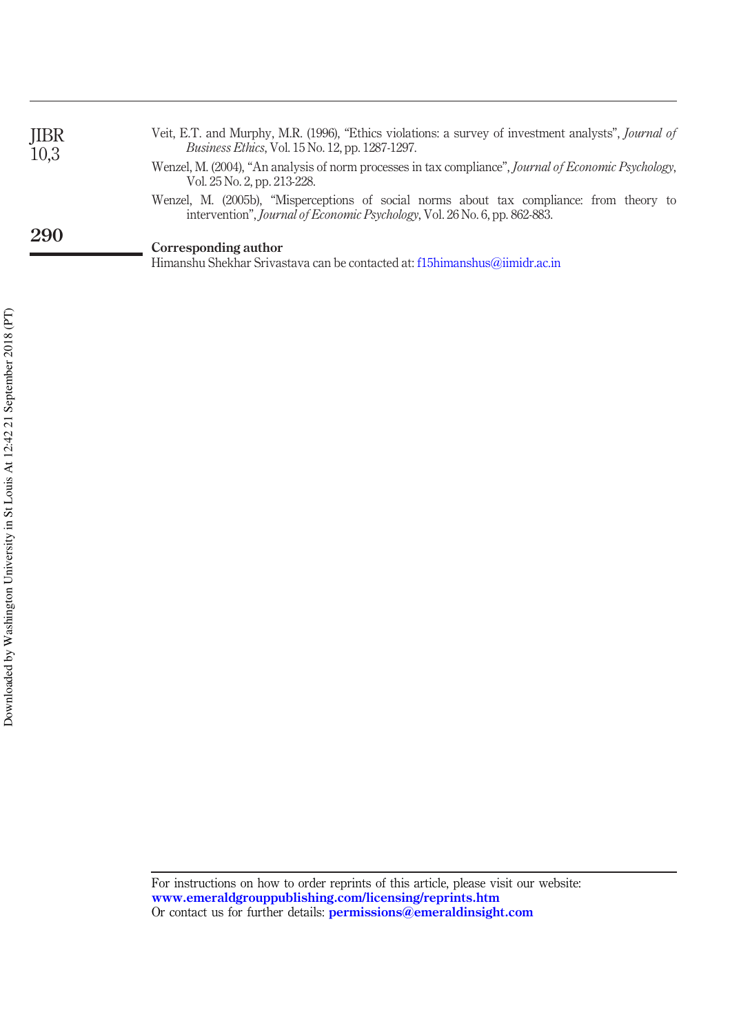Veit, E.T. and Murphy, M.R. (1996), "Ethics violations: a survey of investment analysts", *Journal of Business Ethics*, Vol. 15 No. 12, pp. 1287-1297.

Wenzel, M. (2004), "An analysis of norm processes in tax compliance", *Journal of Economic Psychology*, Vol. 25 No. 2, pp. 213-228.

Wenzel, M. (2005b), "Misperceptions of social norms about tax compliance: from theory to intervention", *Journal of Economic Psychology*, Vol. 26 No. 6, pp. 862-883.

**Corresponding author**

Himanshu Shekhar Srivastava can be contacted at: f15himanshus@iimidr.ac.in

For instructions on how to order reprints of this article, please visit our website:
**www.emeraldgrouppublishing.com/licensing/reprints.htm**
Or contact us for further details: **permissions@emeraldinsight.com**